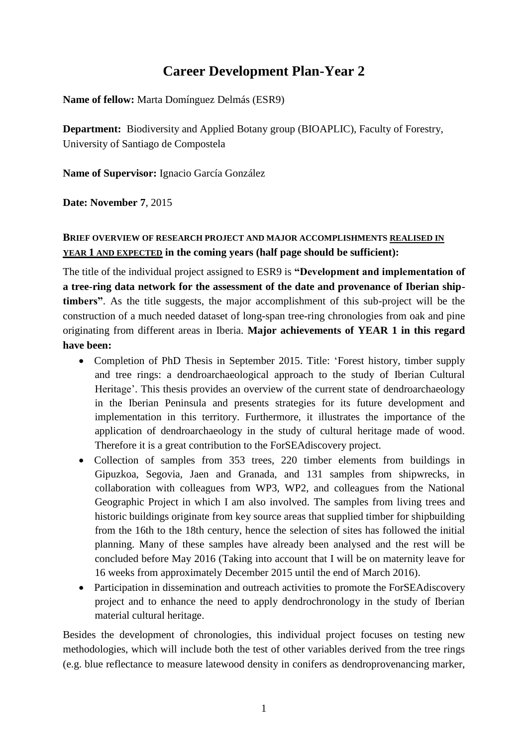# Career Development Plan-Year 2

**Name of fellow:** Marta Domínguez Delmás (ESR9)

**Department:** Biodiversity and Applied Botany group (BIOAPLIC), Faculty of Forestry, University of Santiago de Compostela

**Name of Supervisor:** Ignacio García González

**Date: November 7**, 2015

**BRIEF OVERVIEW OF RESEARCH PROJECT AND MAJOR ACCOMPLISHMENTS REALISED IN YEAR 1 AND EXPECTED in the coming years (half page should be sufficient):**

The title of the individual project assigned to ESR9 is **"Development and implementation of a tree-ring data network for the assessment of the date and provenance of Iberian ship-timbers"**. As the title suggests, the major accomplishment of this sub-project will be the construction of a much needed dataset of long-span tree-ring chronologies from oak and pine originating from different areas in Iberia. **Major achievements of YEAR 1 in this regard have been:**

- Completion of PhD Thesis in September 2015. Title: 'Forest history, timber supply and tree rings: a dendroarchaeological approach to the study of Iberian Cultural Heritage'. This thesis provides an overview of the current state of dendroarchaeology in the Iberian Peninsula and presents strategies for its future development and implementation in this territory. Furthermore, it illustrates the importance of the application of dendroarchaeology in the study of cultural heritage made of wood. Therefore it is a great contribution to the ForSEAdiscovery project.
- Collection of samples from 353 trees, 220 timber elements from buildings in Gipuzkoa, Segovia, Jaen and Granada, and 131 samples from shipwrecks, in collaboration with colleagues from WP3, WP2, and colleagues from the National Geographic Project in which I am also involved. The samples from living trees and historic buildings originate from key source areas that supplied timber for shipbuilding from the 16th to the 18th century, hence the selection of sites has followed the initial planning. Many of these samples have already been analysed and the rest will be concluded before May 2016 (Taking into account that I will be on maternity leave for 16 weeks from approximately December 2015 until the end of March 2016).
- Participation in dissemination and outreach activities to promote the ForSEAdiscovery project and to enhance the need to apply dendrochronology in the study of Iberian material cultural heritage.

Besides the development of chronologies, this individual project focuses on testing new methodologies, which will include both the test of other variables derived from the tree rings (e.g. blue reflectance to measure latewood density in conifers as dendroprovenancing marker,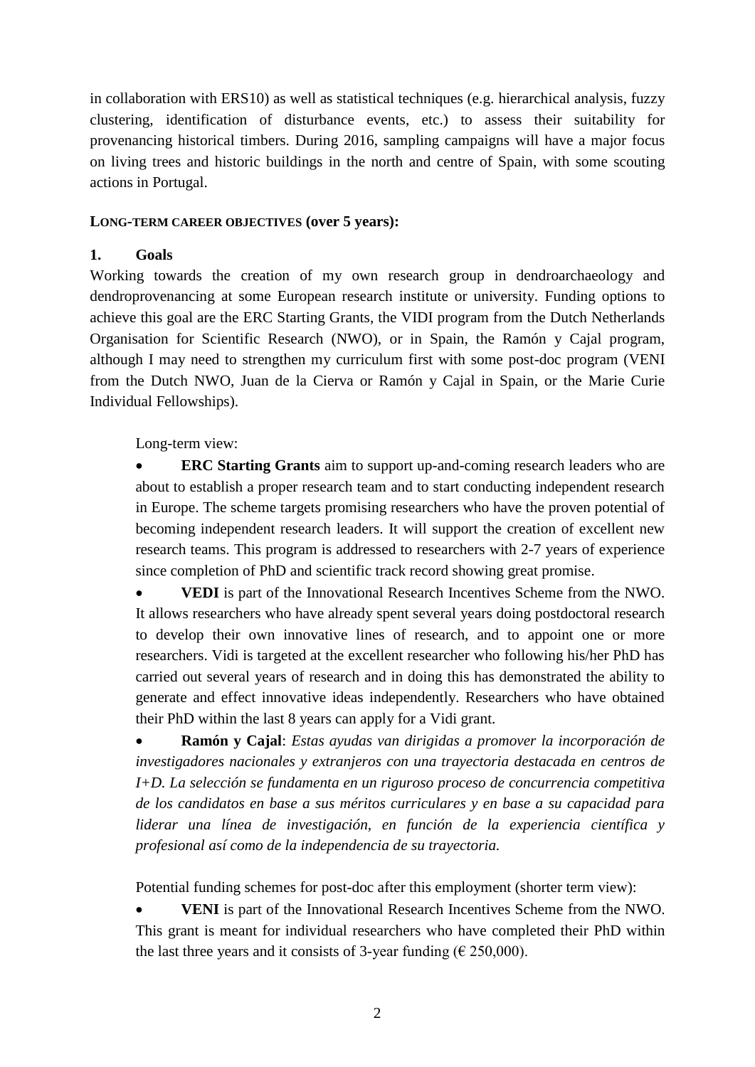in collaboration with ERS10) as well as statistical techniques (e.g. hierarchical analysis, fuzzy clustering, identification of disturbance events, etc.) to assess their suitability for provenancing historical timbers. During 2016, sampling campaigns will have a major focus on living trees and historic buildings in the north and centre of Spain, with some scouting actions in Portugal.

**LONG-TERM CAREER OBJECTIVES (over 5 years):**

**1. Goals**

Working towards the creation of my own research group in dendroarchaeology and dendroprovenancing at some European research institute or university. Funding options to achieve this goal are the ERC Starting Grants, the VIDI program from the Dutch Netherlands Organisation for Scientific Research (NWO), or in Spain, the Ramón y Cajal program, although I may need to strengthen my curriculum first with some post-doc program (VENI from the Dutch NWO, Juan de la Cierva or Ramón y Cajal in Spain, or the Marie Curie Individual Fellowships).

Long-term view:

- **ERC Starting Grants** aim to support up-and-coming research leaders who are about to establish a proper research team and to start conducting independent research in Europe. The scheme targets promising researchers who have the proven potential of becoming independent research leaders. It will support the creation of excellent new research teams. This program is addressed to researchers with 2-7 years of experience since completion of PhD and scientific track record showing great promise.
- **VEDI** is part of the Innovational Research Incentives Scheme from the NWO. It allows researchers who have already spent several years doing postdoctoral research to develop their own innovative lines of research, and to appoint one or more researchers. Vidi is targeted at the excellent researcher who following his/her PhD has carried out several years of research and in doing this has demonstrated the ability to generate and effect innovative ideas independently. Researchers who have obtained their PhD within the last 8 years can apply for a Vidi grant.
- **Ramón y Cajal**: *Estas ayudas van dirigidas a promover la incorporación de investigadores nacionales y extranjeros con una trayectoria destacada en centros de I+D. La selección se fundamenta en un riguroso proceso de concurrencia competitiva de los candidatos en base a sus méritos curriculares y en base a su capacidad para liderar una línea de investigación, en función de la experiencia científica y profesional así como de la independencia de su trayectoria.*

Potential funding schemes for post-doc after this employment (shorter term view):

- **VENI** is part of the Innovational Research Incentives Scheme from the NWO. This grant is meant for individual researchers who have completed their PhD within the last three years and it consists of 3-year funding (€ 250,000).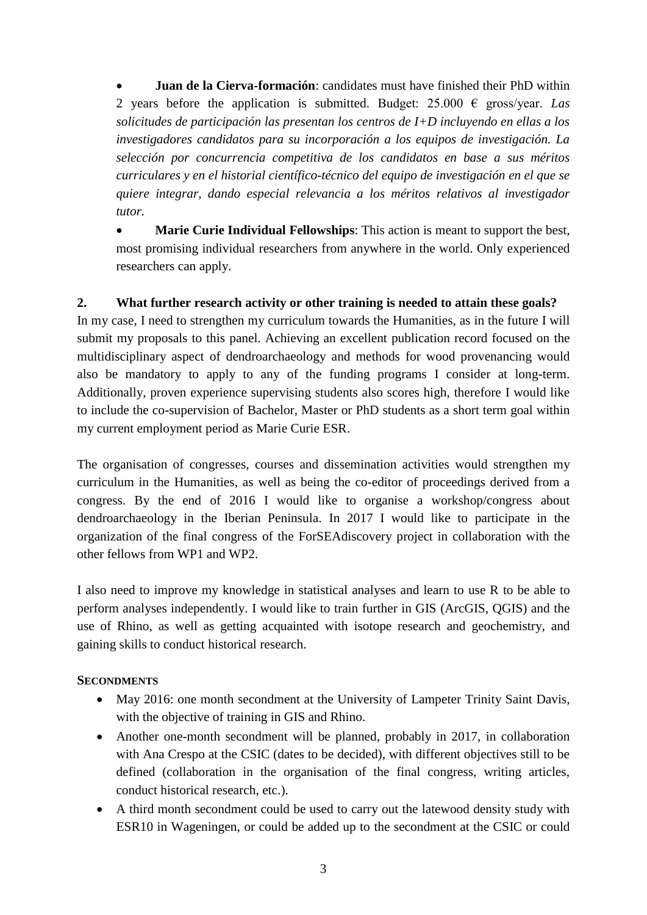- **Juan de la Cierva-formación**: candidates must have finished their PhD within 2 years before the application is submitted. Budget: 25.000 € gross/year. *Las solicitudes de participación las presentan los centros de I+D incluyendo en ellas a los investigadores candidatos para su incorporación a los equipos de investigación. La selección por concurrencia competitiva de los candidatos en base a sus méritos curriculares y en el historial científico-técnico del equipo de investigación en el que se quiere integrar, dando especial relevancia a los méritos relativos al investigador tutor.*
- **Marie Curie Individual Fellowships**: This action is meant to support the best, most promising individual researchers from anywhere in the world. Only experienced researchers can apply.

**2. What further research activity or other training is needed to attain these goals?**

In my case, I need to strengthen my curriculum towards the Humanities, as in the future I will submit my proposals to this panel. Achieving an excellent publication record focused on the multidisciplinary aspect of dendroarchaeology and methods for wood provenancing would also be mandatory to apply to any of the funding programs I consider at long-term. Additionally, proven experience supervising students also scores high, therefore I would like to include the co-supervision of Bachelor, Master or PhD students as a short term goal within my current employment period as Marie Curie ESR.

The organisation of congresses, courses and dissemination activities would strengthen my curriculum in the Humanities, as well as being the co-editor of proceedings derived from a congress. By the end of 2016 I would like to organise a workshop/congress about dendroarchaeology in the Iberian Peninsula. In 2017 I would like to participate in the organization of the final congress of the ForSEAdiscovery project in collaboration with the other fellows from WP1 and WP2.

I also need to improve my knowledge in statistical analyses and learn to use R to be able to perform analyses independently. I would like to train further in GIS (ArcGIS, QGIS) and the use of Rhino, as well as getting acquainted with isotope research and geochemistry, and gaining skills to conduct historical research.

**SECONDMENTS**

- May 2016: one month secondment at the University of Lampeter Trinity Saint Davis, with the objective of training in GIS and Rhino.
- Another one-month secondment will be planned, probably in 2017, in collaboration with Ana Crespo at the CSIC (dates to be decided), with different objectives still to be defined (collaboration in the organisation of the final congress, writing articles, conduct historical research, etc.).
- A third month secondment could be used to carry out the latewood density study with ESR10 in Wageningen, or could be added up to the secondment at the CSIC or could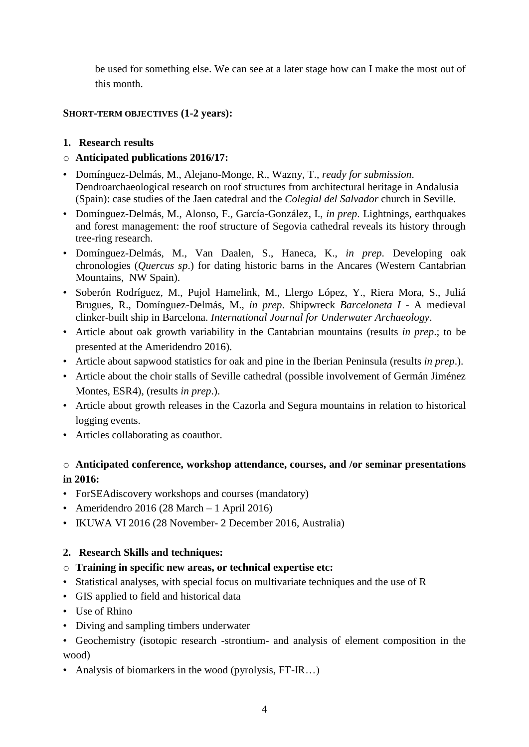be used for something else. We can see at a later stage how can I make the most out of this month.

**SHORT-TERM OBJECTIVES (1-2 years):**

1. **Research results**

- **Anticipated publications 2016/17:**

- Domínguez-Delmás, M., Alejano-Monge, R., Wazny, T., *ready for submission*. Dendroarchaeological research on roof structures from architectural heritage in Andalusia (Spain): case studies of the Jaen catedral and the *Colegial del Salvador* church in Seville.
- Domínguez-Delmás, M., Alonso, F., García-González, I., *in prep*. Lightnings, earthquakes and forest management: the roof structure of Segovia cathedral reveals its history through tree-ring research.
- Domínguez-Delmás, M., Van Daalen, S., Haneca, K., *in prep*. Developing oak chronologies (*Quercus sp*.) for dating historic barns in the Ancares (Western Cantabrian Mountains, NW Spain).
- Soberón Rodríguez, M., Pujol Hamelink, M., Llergo López, Y., Riera Mora, S., Juliá Brugues, R., Domínguez-Delmás, M., *in prep*. Shipwreck *Barceloneta I* - A medieval clinker-built ship in Barcelona. *International Journal for Underwater Archaeology*.
- Article about oak growth variability in the Cantabrian mountains (results *in prep*.; to be presented at the Ameridendro 2016).
- Article about sapwood statistics for oak and pine in the Iberian Peninsula (results *in prep*.).
- Article about the choir stalls of Seville cathedral (possible involvement of Germán Jiménez Montes, ESR4), (results *in prep*.).
- Article about growth releases in the Cazorla and Segura mountains in relation to historical logging events.
- Articles collaborating as coauthor.

- **Anticipated conference, workshop attendance, courses, and /or seminar presentations in 2016:**

- ForSEAdiscovery workshops and courses (mandatory)
- Ameridendro 2016 (28 March – 1 April 2016)
- IKUWA VI 2016 (28 November- 2 December 2016, Australia)

2. **Research Skills and techniques:**

- **Training in specific new areas, or technical expertise etc:**

- Statistical analyses, with special focus on multivariate techniques and the use of R
- GIS applied to field and historical data
- Use of Rhino
- Diving and sampling timbers underwater
- Geochemistry (isotopic research -strontium- and analysis of element composition in the wood)
- Analysis of biomarkers in the wood (pyrolysis, FT-IR…)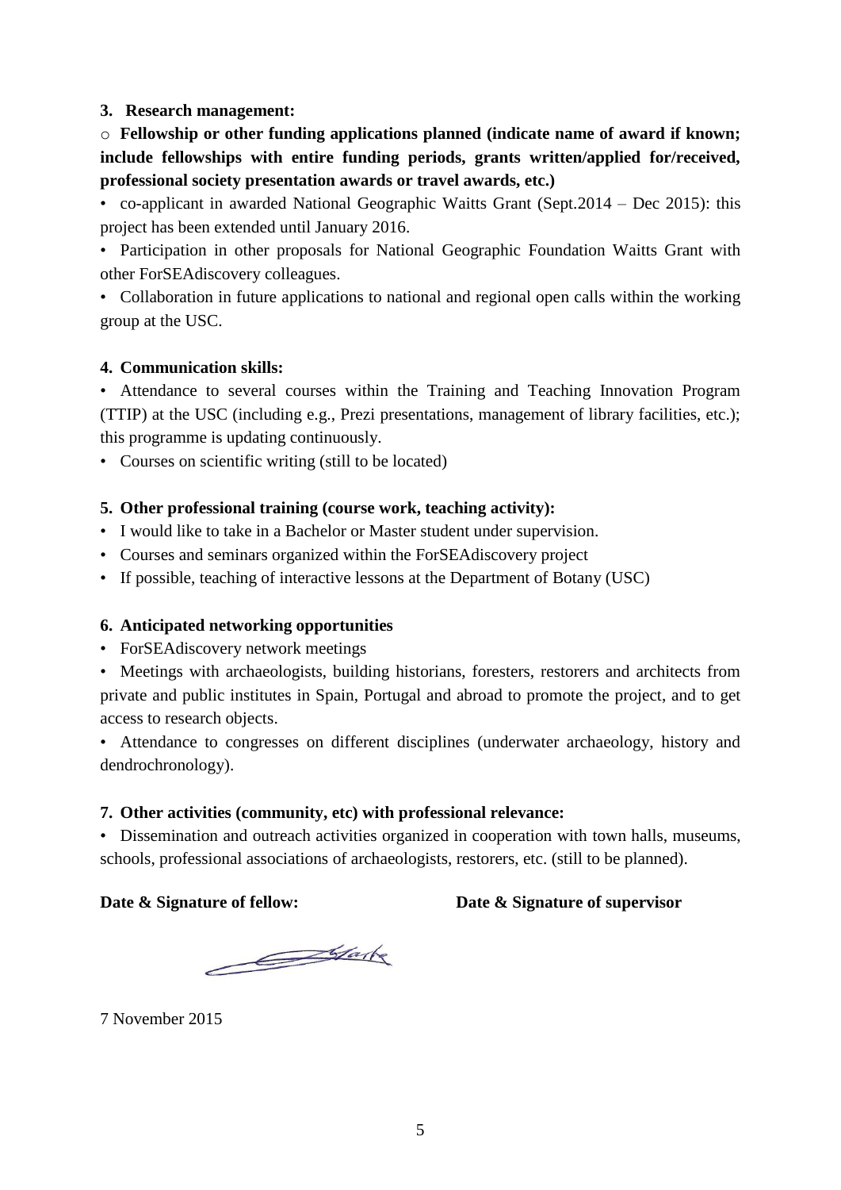**3. Research management:**

o **Fellowship or other funding applications planned (indicate name of award if known; include fellowships with entire funding periods, grants written/applied for/received, professional society presentation awards or travel awards, etc.)**

- co-applicant in awarded National Geographic Waitts Grant (Sept.2014 – Dec 2015): this project has been extended until January 2016.
- Participation in other proposals for National Geographic Foundation Waitts Grant with other ForSEAdiscovery colleagues.
- Collaboration in future applications to national and regional open calls within the working group at the USC.

**4. Communication skills:**

- Attendance to several courses within the Training and Teaching Innovation Program (TTIP) at the USC (including e.g., Prezi presentations, management of library facilities, etc.); this programme is updating continuously.
- Courses on scientific writing (still to be located)

**5. Other professional training (course work, teaching activity):**

- I would like to take in a Bachelor or Master student under supervision.
- Courses and seminars organized within the ForSEAdiscovery project
- If possible, teaching of interactive lessons at the Department of Botany (USC)

**6. Anticipated networking opportunities**

- ForSEAdiscovery network meetings
- Meetings with archaeologists, building historians, foresters, restorers and architects from private and public institutes in Spain, Portugal and abroad to promote the project, and to get access to research objects.
- Attendance to congresses on different disciplines (underwater archaeology, history and dendrochronology).

**7. Other activities (community, etc) with professional relevance:**

- Dissemination and outreach activities organized in cooperation with town halls, museums, schools, professional associations of archaeologists, restorers, etc. (still to be planned).

**Date & Signature of fellow:** **Date & Signature of supervisor**

7 November 2015